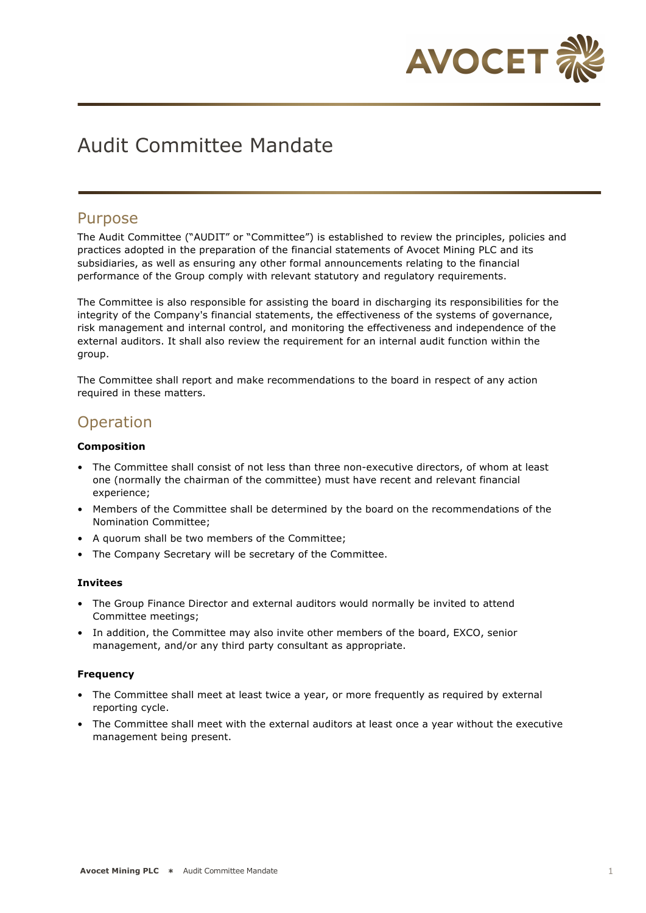# Audit Committee Mandate

## Purpose

The Audit Committee ("AUDIT" or "Committee") is established to review the principles, policies and practices adopted in the preparation of the financial statements of Avocet Mining PLC and its subsidiaries, as well as ensuring any other formal announcements relating to the financial performance of the Group comply with relevant statutory and regulatory requirements.

The Committee is also responsible for assisting the board in discharging its responsibilities for the integrity of the Company's financial statements, the effectiveness of the systems of governance, risk management and internal control, and monitoring the effectiveness and independence of the external auditors. It shall also review the requirement for an internal audit function within the group.

The Committee shall report and make recommendations to the board in respect of any action required in these matters.

## Operation

**Composition**

- The Committee shall consist of not less than three non-executive directors, of whom at least one (normally the chairman of the committee) must have recent and relevant financial experience;
- Members of the Committee shall be determined by the board on the recommendations of the Nomination Committee;
- A quorum shall be two members of the Committee;
- The Company Secretary will be secretary of the Committee.

**Invitees**

- The Group Finance Director and external auditors would normally be invited to attend Committee meetings;
- In addition, the Committee may also invite other members of the board, EXCO, senior management, and/or any third party consultant as appropriate.

**Frequency**

- The Committee shall meet at least twice a year, or more frequently as required by external reporting cycle.
- The Committee shall meet with the external auditors at least once a year without the executive management being present.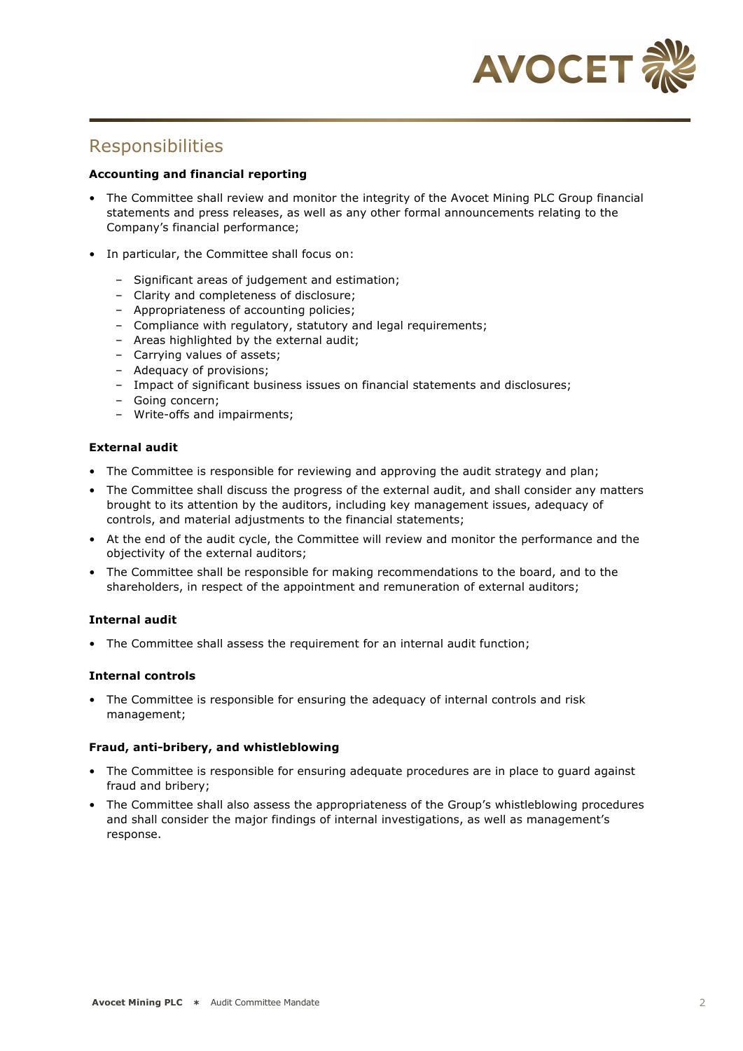## Responsibilities

**Accounting and financial reporting**

- The Committee shall review and monitor the integrity of the Avocet Mining PLC Group financial statements and press releases, as well as any other formal announcements relating to the Company's financial performance;
- In particular, the Committee shall focus on:
  - Significant areas of judgement and estimation;
  - Clarity and completeness of disclosure;
  - Appropriateness of accounting policies;
  - Compliance with regulatory, statutory and legal requirements;
  - Areas highlighted by the external audit;
  - Carrying values of assets;
  - Adequacy of provisions;
  - Impact of significant business issues on financial statements and disclosures;
  - Going concern;
  - Write-offs and impairments;

**External audit**

- The Committee is responsible for reviewing and approving the audit strategy and plan;
- The Committee shall discuss the progress of the external audit, and shall consider any matters brought to its attention by the auditors, including key management issues, adequacy of controls, and material adjustments to the financial statements;
- At the end of the audit cycle, the Committee will review and monitor the performance and the objectivity of the external auditors;
- The Committee shall be responsible for making recommendations to the board, and to the shareholders, in respect of the appointment and remuneration of external auditors;

**Internal audit**

- The Committee shall assess the requirement for an internal audit function;

**Internal controls**

- The Committee is responsible for ensuring the adequacy of internal controls and risk management;

**Fraud, anti-bribery, and whistleblowing**

- The Committee is responsible for ensuring adequate procedures are in place to guard against fraud and bribery;
- The Committee shall also assess the appropriateness of the Group's whistleblowing procedures and shall consider the major findings of internal investigations, as well as management's response.